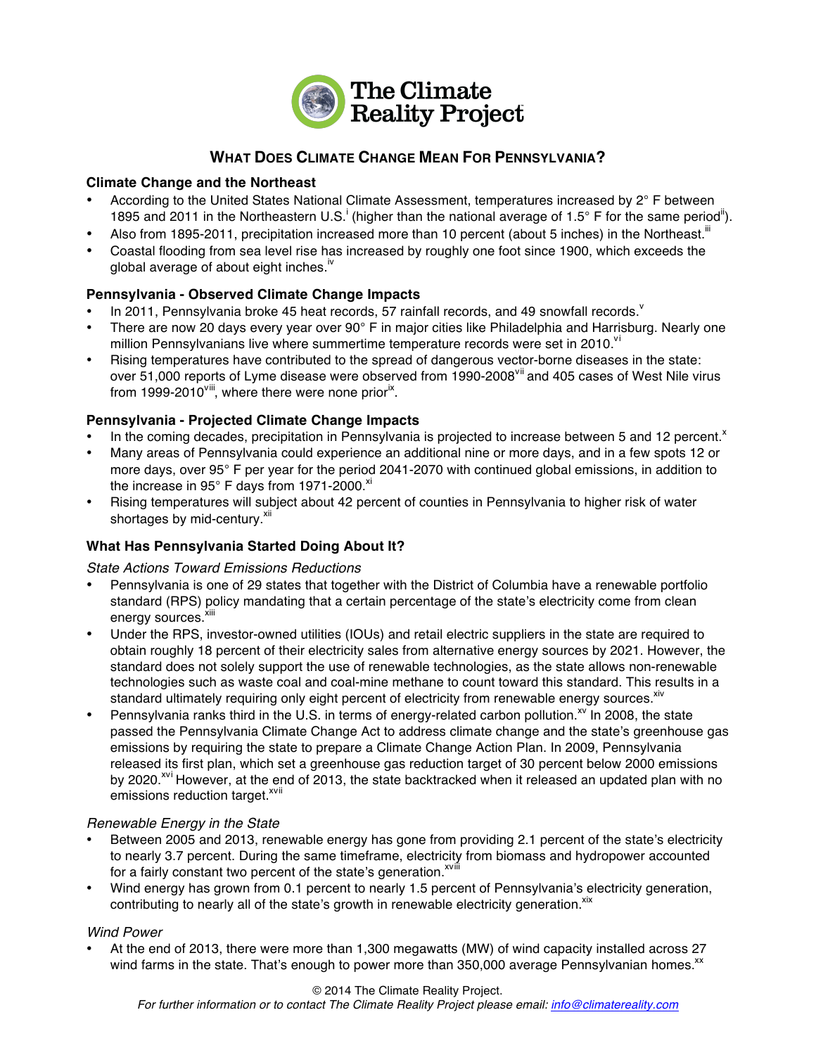# WHAT DOES CLIMATE CHANGE MEAN FOR PENNSYLVANIA?

## Climate Change and the Northeast

- According to the United States National Climate Assessment, temperatures increased by 2° F between 1895 and 2011 in the Northeastern U.S.[i] (higher than the national average of 1.5° F for the same period[ii]).
- Also from 1895-2011, precipitation increased more than 10 percent (about 5 inches) in the Northeast.[iii]
- Coastal flooding from sea level rise has increased by roughly one foot since 1900, which exceeds the global average of about eight inches.[iv]

## Pennsylvania - Observed Climate Change Impacts

- In 2011, Pennsylvania broke 45 heat records, 57 rainfall records, and 49 snowfall records.[v]
- There are now 20 days every year over 90° F in major cities like Philadelphia and Harrisburg. Nearly one million Pennsylvanians live where summertime temperature records were set in 2010.[vi]
- Rising temperatures have contributed to the spread of dangerous vector-borne diseases in the state: over 51,000 reports of Lyme disease were observed from 1990-2008[vii] and 405 cases of West Nile virus from 1999-2010[viii], where there were none prior[ix].

## Pennsylvania - Projected Climate Change Impacts

- In the coming decades, precipitation in Pennsylvania is projected to increase between 5 and 12 percent.[x]
- Many areas of Pennsylvania could experience an additional nine or more days, and in a few spots 12 or more days, over 95° F per year for the period 2041-2070 with continued global emissions, in addition to the increase in 95° F days from 1971-2000.[xi]
- Rising temperatures will subject about 42 percent of counties in Pennsylvania to higher risk of water shortages by mid-century.[xii]

## What Has Pennsylvania Started Doing About It?

### *State Actions Toward Emissions Reductions*

- Pennsylvania is one of 29 states that together with the District of Columbia have a renewable portfolio standard (RPS) policy mandating that a certain percentage of the state's electricity come from clean energy sources.[xiii]
- Under the RPS, investor-owned utilities (IOUs) and retail electric suppliers in the state are required to obtain roughly 18 percent of their electricity sales from alternative energy sources by 2021. However, the standard does not solely support the use of renewable technologies, as the state allows non-renewable technologies such as waste coal and coal-mine methane to count toward this standard. This results in a standard ultimately requiring only eight percent of electricity from renewable energy sources.[xiv]
- Pennsylvania ranks third in the U.S. in terms of energy-related carbon pollution.[xv] In 2008, the state passed the Pennsylvania Climate Change Act to address climate change and the state's greenhouse gas emissions by requiring the state to prepare a Climate Change Action Plan. In 2009, Pennsylvania released its first plan, which set a greenhouse gas reduction target of 30 percent below 2000 emissions by 2020.[xvi] However, at the end of 2013, the state backtracked when it released an updated plan with no emissions reduction target.[xvii]

### *Renewable Energy in the State*

- Between 2005 and 2013, renewable energy has gone from providing 2.1 percent of the state's electricity to nearly 3.7 percent. During the same timeframe, electricity from biomass and hydropower accounted for a fairly constant two percent of the state's generation.[xviii]
- Wind energy has grown from 0.1 percent to nearly 1.5 percent of Pennsylvania's electricity generation, contributing to nearly all of the state's growth in renewable electricity generation.[xix]

### *Wind Power*

- At the end of 2013, there were more than 1,300 megawatts (MW) of wind capacity installed across 27 wind farms in the state. That's enough to power more than 350,000 average Pennsylvanian homes.[xx]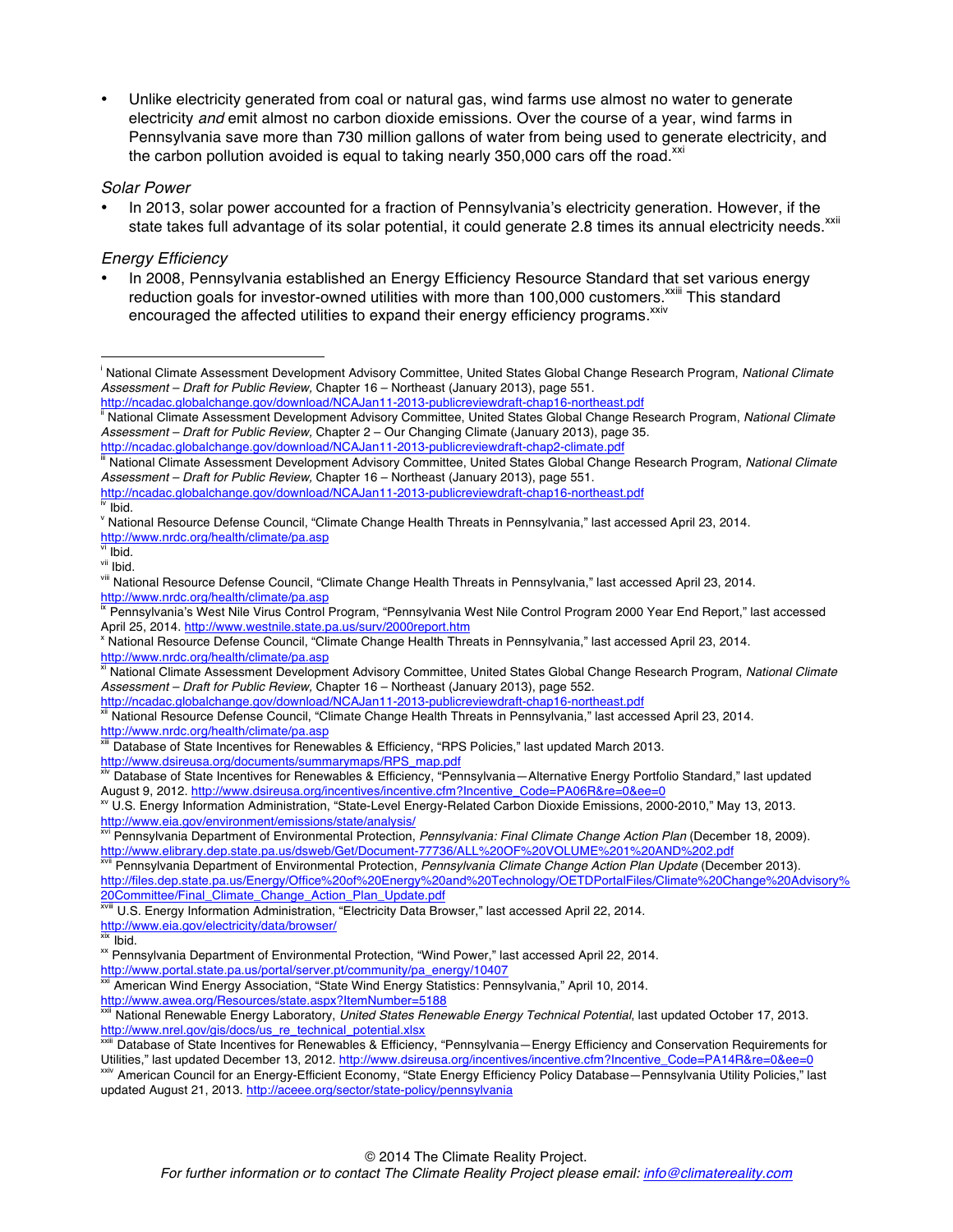- Unlike electricity generated from coal or natural gas, wind farms use almost no water to generate electricity *and* emit almost no carbon dioxide emissions. Over the course of a year, wind farms in Pennsylvania save more than 730 million gallons of water from being used to generate electricity, and the carbon pollution avoided is equal to taking nearly 350,000 cars off the road.[xxi]

*Solar Power*

- In 2013, solar power accounted for a fraction of Pennsylvania's electricity generation. However, if the state takes full advantage of its solar potential, it could generate 2.8 times its annual electricity needs.[xxii]

*Energy Efficiency*

- In 2008, Pennsylvania established an Energy Efficiency Resource Standard that set various energy reduction goals for investor-owned utilities with more than 100,000 customers.[xxiii] This standard encouraged the affected utilities to expand their energy efficiency programs.[xxiv]

---

[i] National Climate Assessment Development Advisory Committee, United States Global Change Research Program, *National Climate Assessment – Draft for Public Review*, Chapter 16 – Northeast (January 2013), page 551. http://ncadac.globalchange.gov/download/NCAJan11-2013-publicreviewdraft-chap16-northeast.pdf

[ii] National Climate Assessment Development Advisory Committee, United States Global Change Research Program, *National Climate Assessment – Draft for Public Review*, Chapter 2 – Our Changing Climate (January 2013), page 35. http://ncadac.globalchange.gov/download/NCAJan11-2013-publicreviewdraft-chap2-climate.pdf

[iii] National Climate Assessment Development Advisory Committee, United States Global Change Research Program, *National Climate Assessment – Draft for Public Review*, Chapter 16 – Northeast (January 2013), page 551. http://ncadac.globalchange.gov/download/NCAJan11-2013-publicreviewdraft-chap16-northeast.pdf

[iv] Ibid.

[v] National Resource Defense Council, "Climate Change Health Threats in Pennsylvania," last accessed April 23, 2014. http://www.nrdc.org/health/climate/pa.asp

[vi] Ibid.

[vii] Ibid.

[viii] National Resource Defense Council, "Climate Change Health Threats in Pennsylvania," last accessed April 23, 2014. http://www.nrdc.org/health/climate/pa.asp

[ix] Pennsylvania's West Nile Virus Control Program, "Pennsylvania West Nile Control Program 2000 Year End Report," last accessed April 25, 2014. http://www.westnile.state.pa.us/surv/2000report.htm

[x] National Resource Defense Council, "Climate Change Health Threats in Pennsylvania," last accessed April 23, 2014. http://www.nrdc.org/health/climate/pa.asp

[xi] National Climate Assessment Development Advisory Committee, United States Global Change Research Program, *National Climate Assessment – Draft for Public Review*, Chapter 16 – Northeast (January 2013), page 552. http://ncadac.globalchange.gov/download/NCAJan11-2013-publicreviewdraft-chap16-northeast.pdf

[xii] National Resource Defense Council, "Climate Change Health Threats in Pennsylvania," last accessed April 23, 2014. http://www.nrdc.org/health/climate/pa.asp

[xiii] Database of State Incentives for Renewables & Efficiency, "RPS Policies," last updated March 2013. http://www.dsireusa.org/documents/summarymaps/RPS_map.pdf

[xiv] Database of State Incentives for Renewables & Efficiency, "Pennsylvania—Alternative Energy Portfolio Standard," last updated August 9, 2012. http://www.dsireusa.org/incentives/incentive.cfm?Incentive_Code=PA06R&re=0&ee=0

[xv] U.S. Energy Information Administration, "State-Level Energy-Related Carbon Dioxide Emissions, 2000-2010," May 13, 2013. http://www.eia.gov/environment/emissions/state/analysis/

[xvi] Pennsylvania Department of Environmental Protection, *Pennsylvania: Final Climate Change Action Plan* (December 18, 2009). http://www.elibrary.dep.state.pa.us/dsweb/Get/Document-77736/ALL%20OF%20VOLUME%201%20AND%202.pdf

[xvii] Pennsylvania Department of Environmental Protection, *Pennsylvania Climate Change Action Plan Update* (December 2013). http://files.dep.state.pa.us/Energy/Office%20of%20Energy%20and%20Technology/OETDPortalFiles/Climate%20Change%20Advisory%20Committee/Final_Climate_Change_Action_Plan_Update.pdf

[xviii] U.S. Energy Information Administration, "Electricity Data Browser," last accessed April 22, 2014. http://www.eia.gov/electricity/data/browser/

[xix] Ibid.

[xx] Pennsylvania Department of Environmental Protection, "Wind Power," last accessed April 22, 2014. http://www.portal.state.pa.us/portal/server.pt/community/pa_energy/10407

[xxi] American Wind Energy Association, "State Wind Energy Statistics: Pennsylvania," April 10, 2014. http://www.awea.org/Resources/state.aspx?ItemNumber=5188

[xxii] National Renewable Energy Laboratory, *United States Renewable Energy Technical Potential*, last updated October 17, 2013. http://www.nrel.gov/gis/docs/us_re_technical_potential.xlsx

[xxiii] Database of State Incentives for Renewables & Efficiency, "Pennsylvania—Energy Efficiency and Conservation Requirements for Utilities," last updated December 13, 2012. http://www.dsireusa.org/incentives/incentive.cfm?Incentive_Code=PA14R&re=0&ee=0

[xxiv] American Council for an Energy-Efficient Economy, "State Energy Efficiency Policy Database—Pennsylvania Utility Policies," last updated August 21, 2013. http://aceee.org/sector/state-policy/pennsylvania

© 2014 The Climate Reality Project.
*For further information or to contact The Climate Reality Project please email: info@climatereality.com*